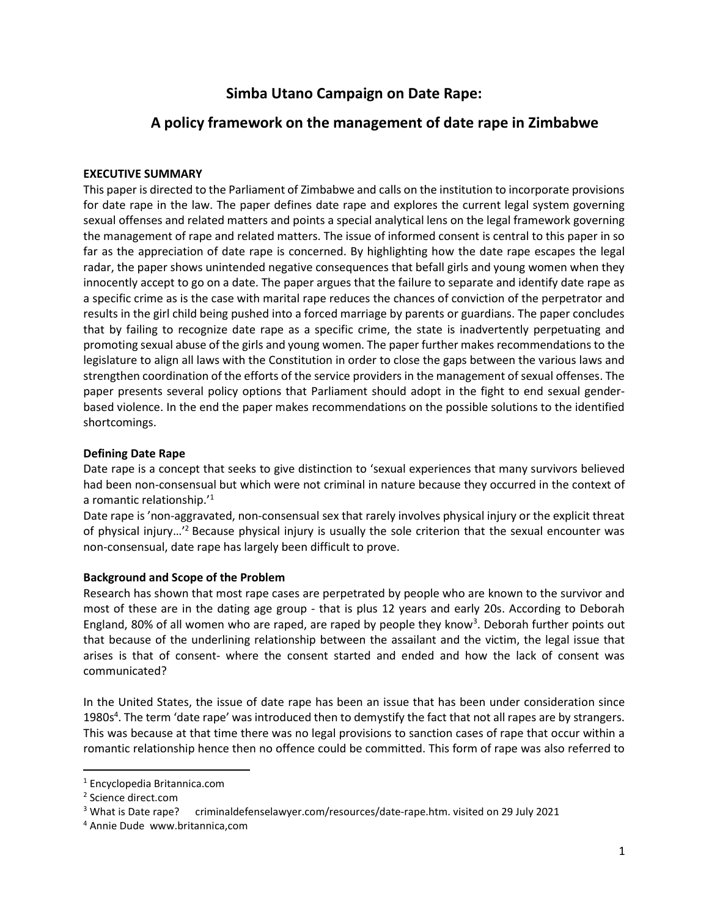# Simba Utano Campaign on Date Rape:

# A policy framework on the management of date rape in Zimbabwe

**EXECUTIVE SUMMARY**

This paper is directed to the Parliament of Zimbabwe and calls on the institution to incorporate provisions for date rape in the law. The paper defines date rape and explores the current legal system governing sexual offenses and related matters and points a special analytical lens on the legal framework governing the management of rape and related matters. The issue of informed consent is central to this paper in so far as the appreciation of date rape is concerned. By highlighting how the date rape escapes the legal radar, the paper shows unintended negative consequences that befall girls and young women when they innocently accept to go on a date. The paper argues that the failure to separate and identify date rape as a specific crime as is the case with marital rape reduces the chances of conviction of the perpetrator and results in the girl child being pushed into a forced marriage by parents or guardians. The paper concludes that by failing to recognize date rape as a specific crime, the state is inadvertently perpetuating and promoting sexual abuse of the girls and young women. The paper further makes recommendations to the legislature to align all laws with the Constitution in order to close the gaps between the various laws and strengthen coordination of the efforts of the service providers in the management of sexual offenses. The paper presents several policy options that Parliament should adopt in the fight to end sexual gender-based violence. In the end the paper makes recommendations on the possible solutions to the identified shortcomings.

**Defining Date Rape**

Date rape is a concept that seeks to give distinction to 'sexual experiences that many survivors believed had been non-consensual but which were not criminal in nature because they occurred in the context of a romantic relationship.'[1]

Date rape is 'non-aggravated, non-consensual sex that rarely involves physical injury or the explicit threat of physical injury…'[2] Because physical injury is usually the sole criterion that the sexual encounter was non-consensual, date rape has largely been difficult to prove.

**Background and Scope of the Problem**

Research has shown that most rape cases are perpetrated by people who are known to the survivor and most of these are in the dating age group - that is plus 12 years and early 20s. According to Deborah England, 80% of all women who are raped, are raped by people they know[3]. Deborah further points out that because of the underlining relationship between the assailant and the victim, the legal issue that arises is that of consent- where the consent started and ended and how the lack of consent was communicated?

In the United States, the issue of date rape has been an issue that has been under consideration since 1980s[4]. The term 'date rape' was introduced then to demystify the fact that not all rapes are by strangers. This was because at that time there was no legal provisions to sanction cases of rape that occur within a romantic relationship hence then no offence could be committed. This form of rape was also referred to

---

[1] Encyclopedia Britannica.com

[2] Science direct.com

[3] What is Date rape? criminaldefenselawyer.com/resources/date-rape.htm. visited on 29 July 2021

[4] Annie Dude www.britannica,com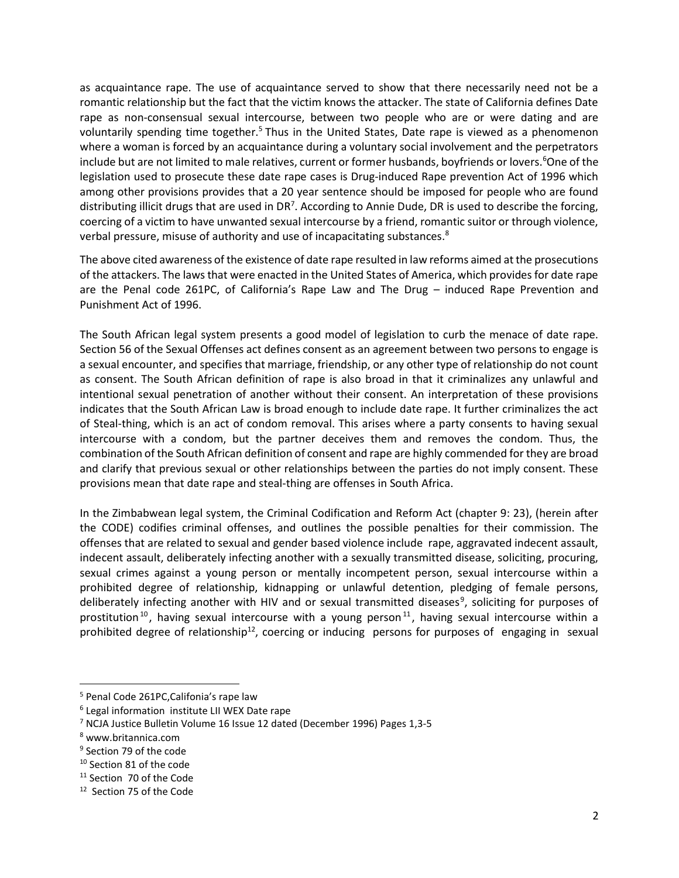as acquaintance rape. The use of acquaintance served to show that there necessarily need not be a romantic relationship but the fact that the victim knows the attacker. The state of California defines Date rape as non-consensual sexual intercourse, between two people who are or were dating and are voluntarily spending time together.[5] Thus in the United States, Date rape is viewed as a phenomenon where a woman is forced by an acquaintance during a voluntary social involvement and the perpetrators include but are not limited to male relatives, current or former husbands, boyfriends or lovers.[6]One of the legislation used to prosecute these date rape cases is Drug-induced Rape prevention Act of 1996 which among other provisions provides that a 20 year sentence should be imposed for people who are found distributing illicit drugs that are used in DR[7]. According to Annie Dude, DR is used to describe the forcing, coercing of a victim to have unwanted sexual intercourse by a friend, romantic suitor or through violence, verbal pressure, misuse of authority and use of incapacitating substances.[8]

The above cited awareness of the existence of date rape resulted in law reforms aimed at the prosecutions of the attackers. The laws that were enacted in the United States of America, which provides for date rape are the Penal code 261PC, of California's Rape Law and The Drug – induced Rape Prevention and Punishment Act of 1996.

The South African legal system presents a good model of legislation to curb the menace of date rape. Section 56 of the Sexual Offenses act defines consent as an agreement between two persons to engage is a sexual encounter, and specifies that marriage, friendship, or any other type of relationship do not count as consent. The South African definition of rape is also broad in that it criminalizes any unlawful and intentional sexual penetration of another without their consent. An interpretation of these provisions indicates that the South African Law is broad enough to include date rape. It further criminalizes the act of Steal-thing, which is an act of condom removal. This arises where a party consents to having sexual intercourse with a condom, but the partner deceives them and removes the condom. Thus, the combination of the South African definition of consent and rape are highly commended for they are broad and clarify that previous sexual or other relationships between the parties do not imply consent. These provisions mean that date rape and steal-thing are offenses in South Africa.

In the Zimbabwean legal system, the Criminal Codification and Reform Act (chapter 9: 23), (herein after the CODE) codifies criminal offenses, and outlines the possible penalties for their commission. The offenses that are related to sexual and gender based violence include rape, aggravated indecent assault, indecent assault, deliberately infecting another with a sexually transmitted disease, soliciting, procuring, sexual crimes against a young person or mentally incompetent person, sexual intercourse within a prohibited degree of relationship, kidnapping or unlawful detention, pledging of female persons, deliberately infecting another with HIV and or sexual transmitted diseases[9], soliciting for purposes of prostitution[10], having sexual intercourse with a young person[11], having sexual intercourse within a prohibited degree of relationship[12], coercing or inducing persons for purposes of engaging in sexual

---

[5] Penal Code 261PC,Califonia's rape law

[6] Legal information institute LII WEX Date rape

[7] NCJA Justice Bulletin Volume 16 Issue 12 dated (December 1996) Pages 1,3-5

[8] www.britannica.com

[9] Section 79 of the code

[10] Section 81 of the code

[11] Section 70 of the Code

[12] Section 75 of the Code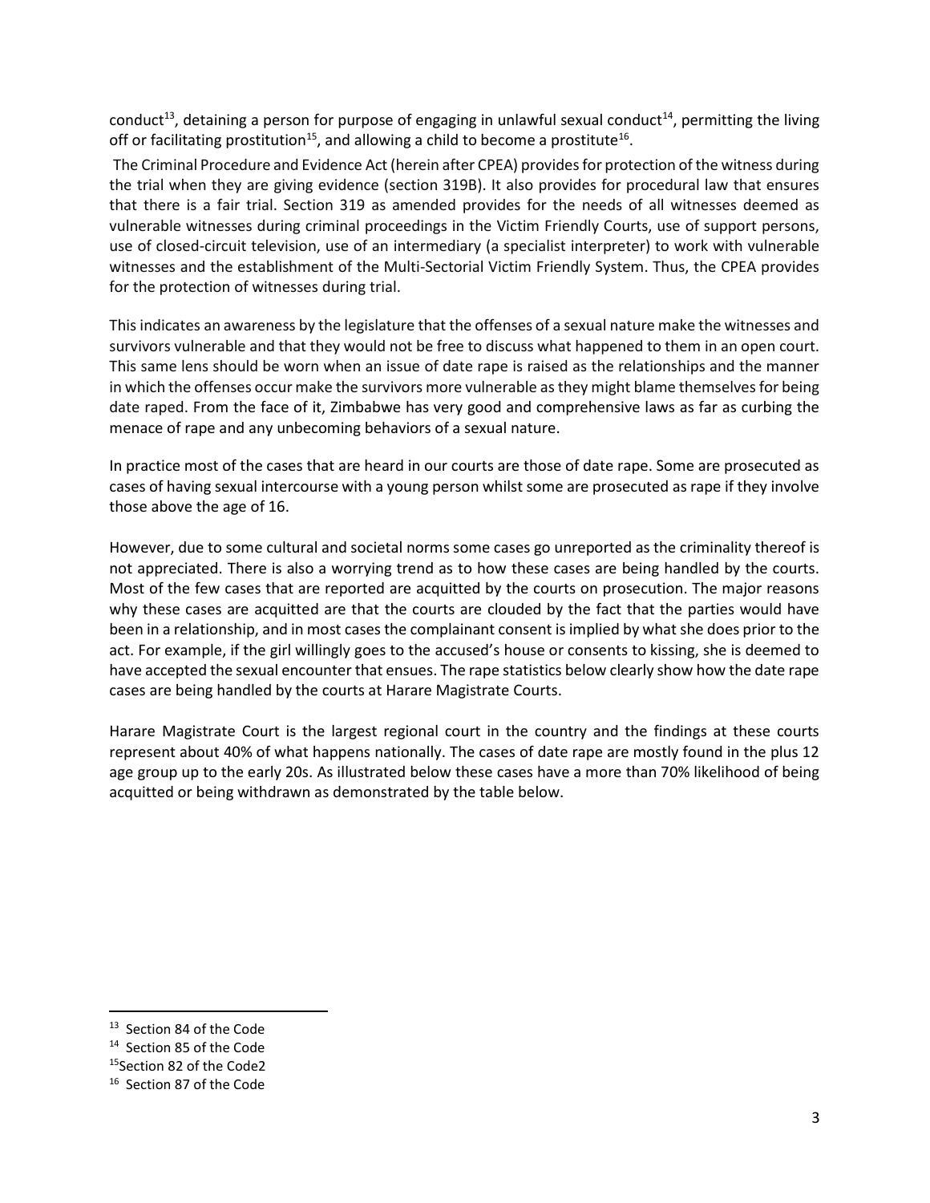conduct[13], detaining a person for purpose of engaging in unlawful sexual conduct[14], permitting the living off or facilitating prostitution[15], and allowing a child to become a prostitute[16].

The Criminal Procedure and Evidence Act (herein after CPEA) provides for protection of the witness during the trial when they are giving evidence (section 319B). It also provides for procedural law that ensures that there is a fair trial. Section 319 as amended provides for the needs of all witnesses deemed as vulnerable witnesses during criminal proceedings in the Victim Friendly Courts, use of support persons, use of closed-circuit television, use of an intermediary (a specialist interpreter) to work with vulnerable witnesses and the establishment of the Multi-Sectorial Victim Friendly System. Thus, the CPEA provides for the protection of witnesses during trial.

This indicates an awareness by the legislature that the offenses of a sexual nature make the witnesses and survivors vulnerable and that they would not be free to discuss what happened to them in an open court. This same lens should be worn when an issue of date rape is raised as the relationships and the manner in which the offenses occur make the survivors more vulnerable as they might blame themselves for being date raped. From the face of it, Zimbabwe has very good and comprehensive laws as far as curbing the menace of rape and any unbecoming behaviors of a sexual nature.

In practice most of the cases that are heard in our courts are those of date rape. Some are prosecuted as cases of having sexual intercourse with a young person whilst some are prosecuted as rape if they involve those above the age of 16.

However, due to some cultural and societal norms some cases go unreported as the criminality thereof is not appreciated. There is also a worrying trend as to how these cases are being handled by the courts. Most of the few cases that are reported are acquitted by the courts on prosecution. The major reasons why these cases are acquitted are that the courts are clouded by the fact that the parties would have been in a relationship, and in most cases the complainant consent is implied by what she does prior to the act. For example, if the girl willingly goes to the accused's house or consents to kissing, she is deemed to have accepted the sexual encounter that ensues. The rape statistics below clearly show how the date rape cases are being handled by the courts at Harare Magistrate Courts.

Harare Magistrate Court is the largest regional court in the country and the findings at these courts represent about 40% of what happens nationally. The cases of date rape are mostly found in the plus 12 age group up to the early 20s. As illustrated below these cases have a more than 70% likelihood of being acquitted or being withdrawn as demonstrated by the table below.

---

[13] Section 84 of the Code

[14] Section 85 of the Code

[15] Section 82 of the Code2

[16] Section 87 of the Code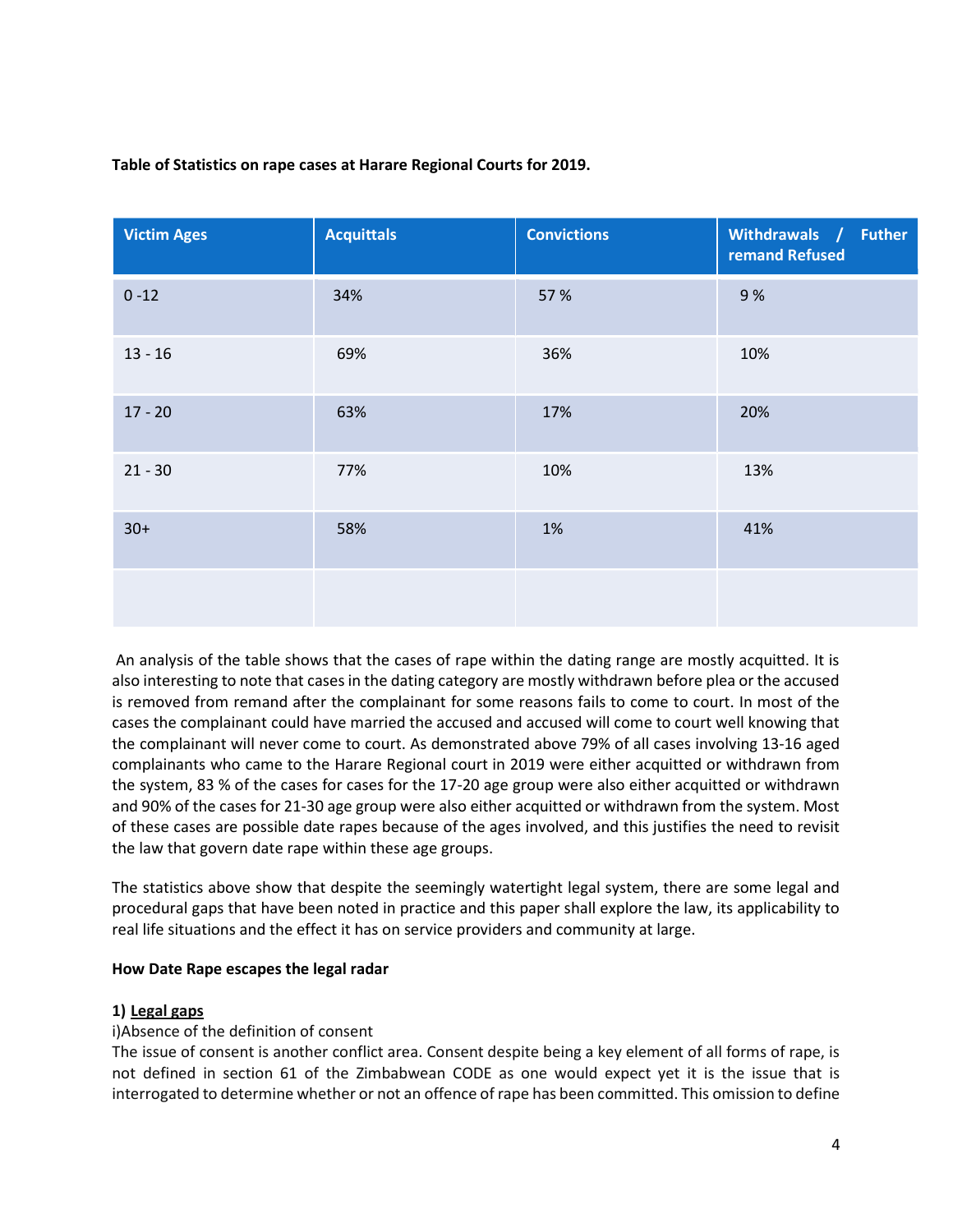**Table of Statistics on rape cases at Harare Regional Courts for 2019.**

| Victim Ages | Acquittals | Convictions | Withdrawals / Futher remand Refused |
|---|---|---|---|
| 0 -12 | 34% | 57 % | 9 % |
| 13 - 16 | 69% | 36% | 10% |
| 17 - 20 | 63% | 17% | 20% |
| 21 - 30 | 77% | 10% | 13% |
| 30+ | 58% | 1% | 41% |
| | | | |

An analysis of the table shows that the cases of rape within the dating range are mostly acquitted. It is also interesting to note that cases in the dating category are mostly withdrawn before plea or the accused is removed from remand after the complainant for some reasons fails to come to court. In most of the cases the complainant could have married the accused and accused will come to court well knowing that the complainant will never come to court. As demonstrated above 79% of all cases involving 13-16 aged complainants who came to the Harare Regional court in 2019 were either acquitted or withdrawn from the system, 83 % of the cases for cases for the 17-20 age group were also either acquitted or withdrawn and 90% of the cases for 21-30 age group were also either acquitted or withdrawn from the system. Most of these cases are possible date rapes because of the ages involved, and this justifies the need to revisit the law that govern date rape within these age groups.

The statistics above show that despite the seemingly watertight legal system, there are some legal and procedural gaps that have been noted in practice and this paper shall explore the law, its applicability to real life situations and the effect it has on service providers and community at large.

**How Date Rape escapes the legal radar**

**1) Legal gaps**

i)Absence of the definition of consent

The issue of consent is another conflict area. Consent despite being a key element of all forms of rape, is not defined in section 61 of the Zimbabwean CODE as one would expect yet it is the issue that is interrogated to determine whether or not an offence of rape has been committed. This omission to define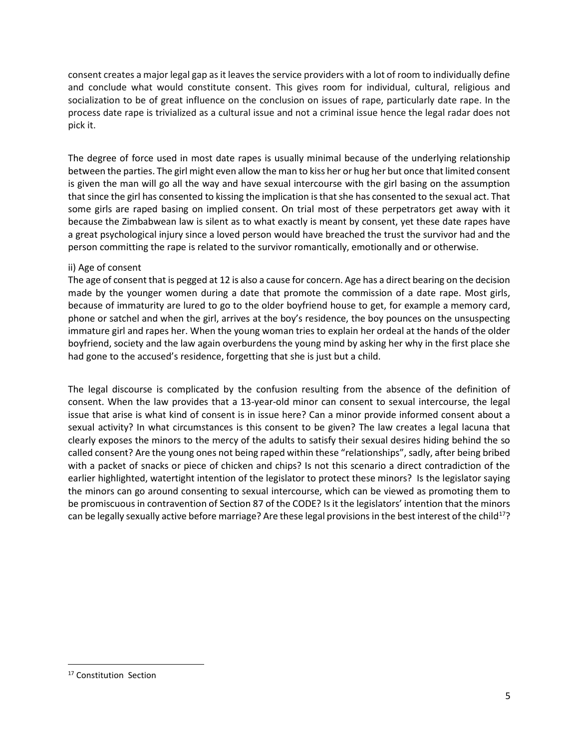consent creates a major legal gap as it leaves the service providers with a lot of room to individually define and conclude what would constitute consent. This gives room for individual, cultural, religious and socialization to be of great influence on the conclusion on issues of rape, particularly date rape. In the process date rape is trivialized as a cultural issue and not a criminal issue hence the legal radar does not pick it.

The degree of force used in most date rapes is usually minimal because of the underlying relationship between the parties. The girl might even allow the man to kiss her or hug her but once that limited consent is given the man will go all the way and have sexual intercourse with the girl basing on the assumption that since the girl has consented to kissing the implication is that she has consented to the sexual act. That some girls are raped basing on implied consent. On trial most of these perpetrators get away with it because the Zimbabwean law is silent as to what exactly is meant by consent, yet these date rapes have a great psychological injury since a loved person would have breached the trust the survivor had and the person committing the rape is related to the survivor romantically, emotionally and or otherwise.

ii) Age of consent

The age of consent that is pegged at 12 is also a cause for concern. Age has a direct bearing on the decision made by the younger women during a date that promote the commission of a date rape. Most girls, because of immaturity are lured to go to the older boyfriend house to get, for example a memory card, phone or satchel and when the girl, arrives at the boy's residence, the boy pounces on the unsuspecting immature girl and rapes her. When the young woman tries to explain her ordeal at the hands of the older boyfriend, society and the law again overburdens the young mind by asking her why in the first place she had gone to the accused's residence, forgetting that she is just but a child.

The legal discourse is complicated by the confusion resulting from the absence of the definition of consent. When the law provides that a 13-year-old minor can consent to sexual intercourse, the legal issue that arise is what kind of consent is in issue here? Can a minor provide informed consent about a sexual activity? In what circumstances is this consent to be given? The law creates a legal lacuna that clearly exposes the minors to the mercy of the adults to satisfy their sexual desires hiding behind the so called consent? Are the young ones not being raped within these "relationships", sadly, after being bribed with a packet of snacks or piece of chicken and chips? Is not this scenario a direct contradiction of the earlier highlighted, watertight intention of the legislator to protect these minors? Is the legislator saying the minors can go around consenting to sexual intercourse, which can be viewed as promoting them to be promiscuous in contravention of Section 87 of the CODE? Is it the legislators' intention that the minors can be legally sexually active before marriage? Are these legal provisions in the best interest of the child[17]?

[17] Constitution Section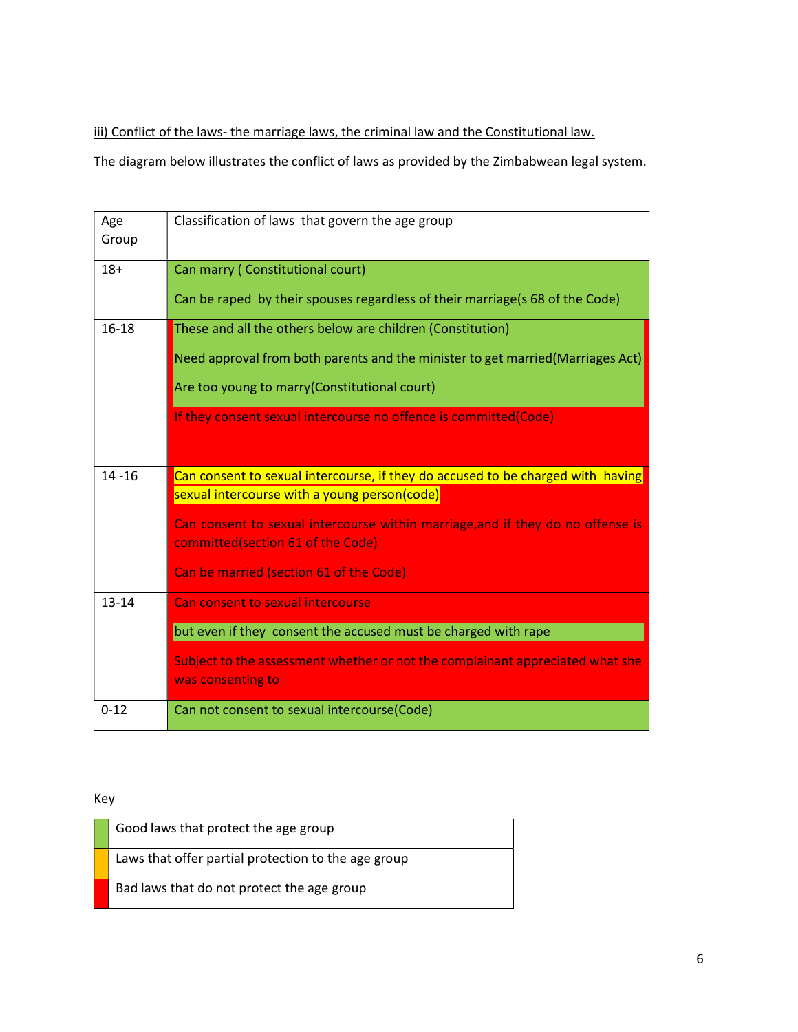iii) Conflict of the laws- the marriage laws, the criminal law and the Constitutional law.

The diagram below illustrates the conflict of laws as provided by the Zimbabwean legal system.

| Age Group | Classification of laws that govern the age group |
|---|---|
| 18+ | Can marry ( Constitutional court)<br><br>Can be raped by their spouses regardless of their marriage(s 68 of the Code) |
| 16-18 | These and all the others below are children (Constitution)<br><br>Need approval from both parents and the minister to get married(Marriages Act)<br><br>Are too young to marry(Constitutional court)<br><br>If they consent sexual intercourse no offence is committed(Code) |
| 14 -16 | Can consent to sexual intercourse, if they do accused to be charged with having sexual intercourse with a young person(code)<br><br>Can consent to sexual intercourse within marriage,and if they do no offense is committed(section 61 of the Code)<br><br>Can be married (section 61 of the Code) |
| 13-14 | Can consent to sexual intercourse<br><br>but even if they consent the accused must be charged with rape<br><br>Subject to the assessment whether or not the complainant appreciated what she was consenting to |
| 0-12 | Can not consent to sexual intercourse(Code) |

Key

| Colour | Meaning |
|---|---|
| Green | Good laws that protect the age group |
| Orange | Laws that offer partial protection to the age group |
| Red | Bad laws that do not protect the age group |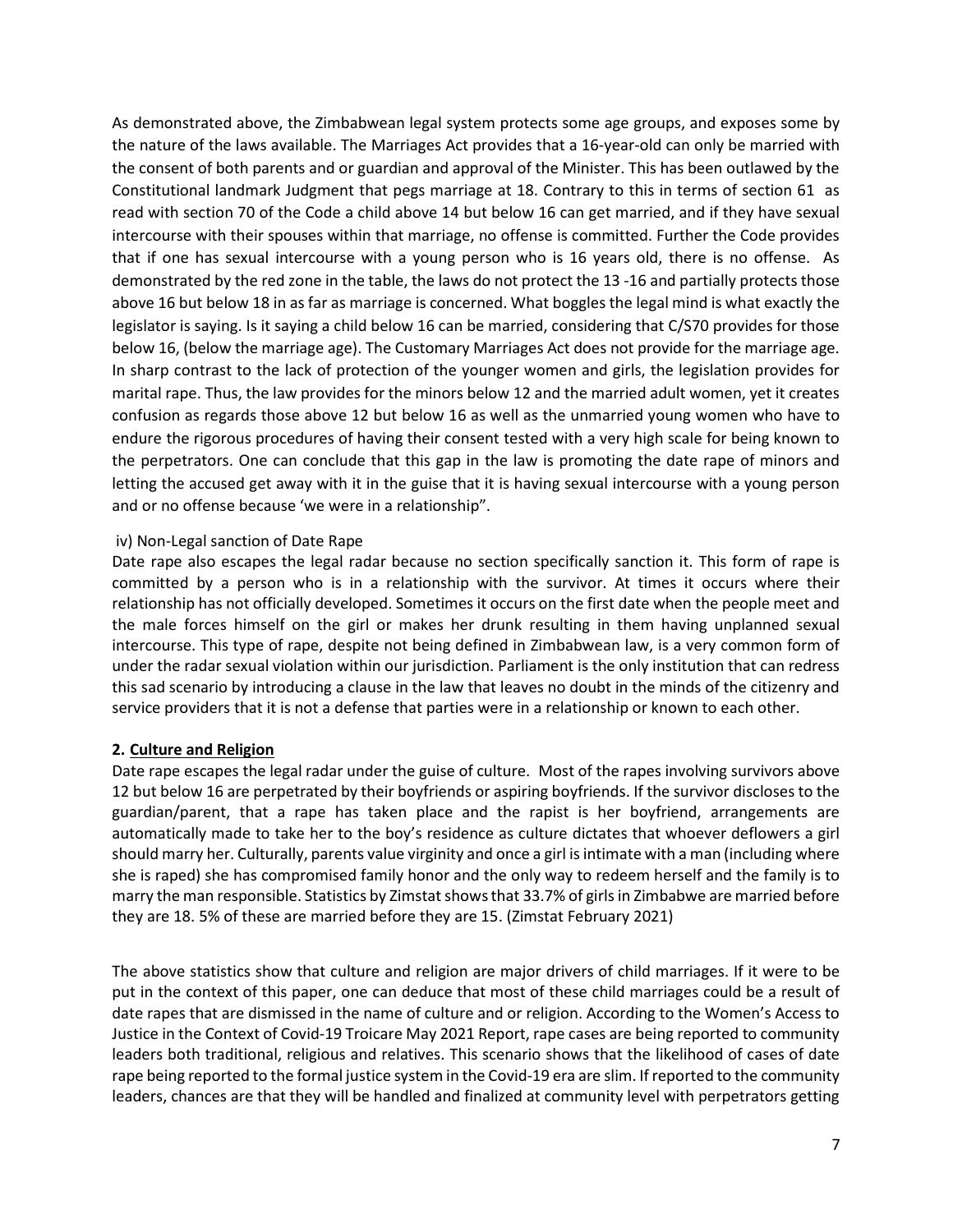As demonstrated above, the Zimbabwean legal system protects some age groups, and exposes some by the nature of the laws available. The Marriages Act provides that a 16-year-old can only be married with the consent of both parents and or guardian and approval of the Minister. This has been outlawed by the Constitutional landmark Judgment that pegs marriage at 18. Contrary to this in terms of section 61 as read with section 70 of the Code a child above 14 but below 16 can get married, and if they have sexual intercourse with their spouses within that marriage, no offense is committed. Further the Code provides that if one has sexual intercourse with a young person who is 16 years old, there is no offense. As demonstrated by the red zone in the table, the laws do not protect the 13 -16 and partially protects those above 16 but below 18 in as far as marriage is concerned. What boggles the legal mind is what exactly the legislator is saying. Is it saying a child below 16 can be married, considering that C/S70 provides for those below 16, (below the marriage age). The Customary Marriages Act does not provide for the marriage age. In sharp contrast to the lack of protection of the younger women and girls, the legislation provides for marital rape. Thus, the law provides for the minors below 12 and the married adult women, yet it creates confusion as regards those above 12 but below 16 as well as the unmarried young women who have to endure the rigorous procedures of having their consent tested with a very high scale for being known to the perpetrators. One can conclude that this gap in the law is promoting the date rape of minors and letting the accused get away with it in the guise that it is having sexual intercourse with a young person and or no offense because 'we were in a relationship".

iv) Non-Legal sanction of Date Rape

Date rape also escapes the legal radar because no section specifically sanction it. This form of rape is committed by a person who is in a relationship with the survivor. At times it occurs where their relationship has not officially developed. Sometimes it occurs on the first date when the people meet and the male forces himself on the girl or makes her drunk resulting in them having unplanned sexual intercourse. This type of rape, despite not being defined in Zimbabwean law, is a very common form of under the radar sexual violation within our jurisdiction. Parliament is the only institution that can redress this sad scenario by introducing a clause in the law that leaves no doubt in the minds of the citizenry and service providers that it is not a defense that parties were in a relationship or known to each other.

**2. <u>Culture and Religion</u>**

Date rape escapes the legal radar under the guise of culture. Most of the rapes involving survivors above 12 but below 16 are perpetrated by their boyfriends or aspiring boyfriends. If the survivor discloses to the guardian/parent, that a rape has taken place and the rapist is her boyfriend, arrangements are automatically made to take her to the boy's residence as culture dictates that whoever deflowers a girl should marry her. Culturally, parents value virginity and once a girl is intimate with a man (including where she is raped) she has compromised family honor and the only way to redeem herself and the family is to marry the man responsible. Statistics by Zimstat shows that 33.7% of girls in Zimbabwe are married before they are 18. 5% of these are married before they are 15. (Zimstat February 2021)

The above statistics show that culture and religion are major drivers of child marriages. If it were to be put in the context of this paper, one can deduce that most of these child marriages could be a result of date rapes that are dismissed in the name of culture and or religion. According to the Women's Access to Justice in the Context of Covid-19 Troicare May 2021 Report, rape cases are being reported to community leaders both traditional, religious and relatives. This scenario shows that the likelihood of cases of date rape being reported to the formal justice system in the Covid-19 era are slim. If reported to the community leaders, chances are that they will be handled and finalized at community level with perpetrators getting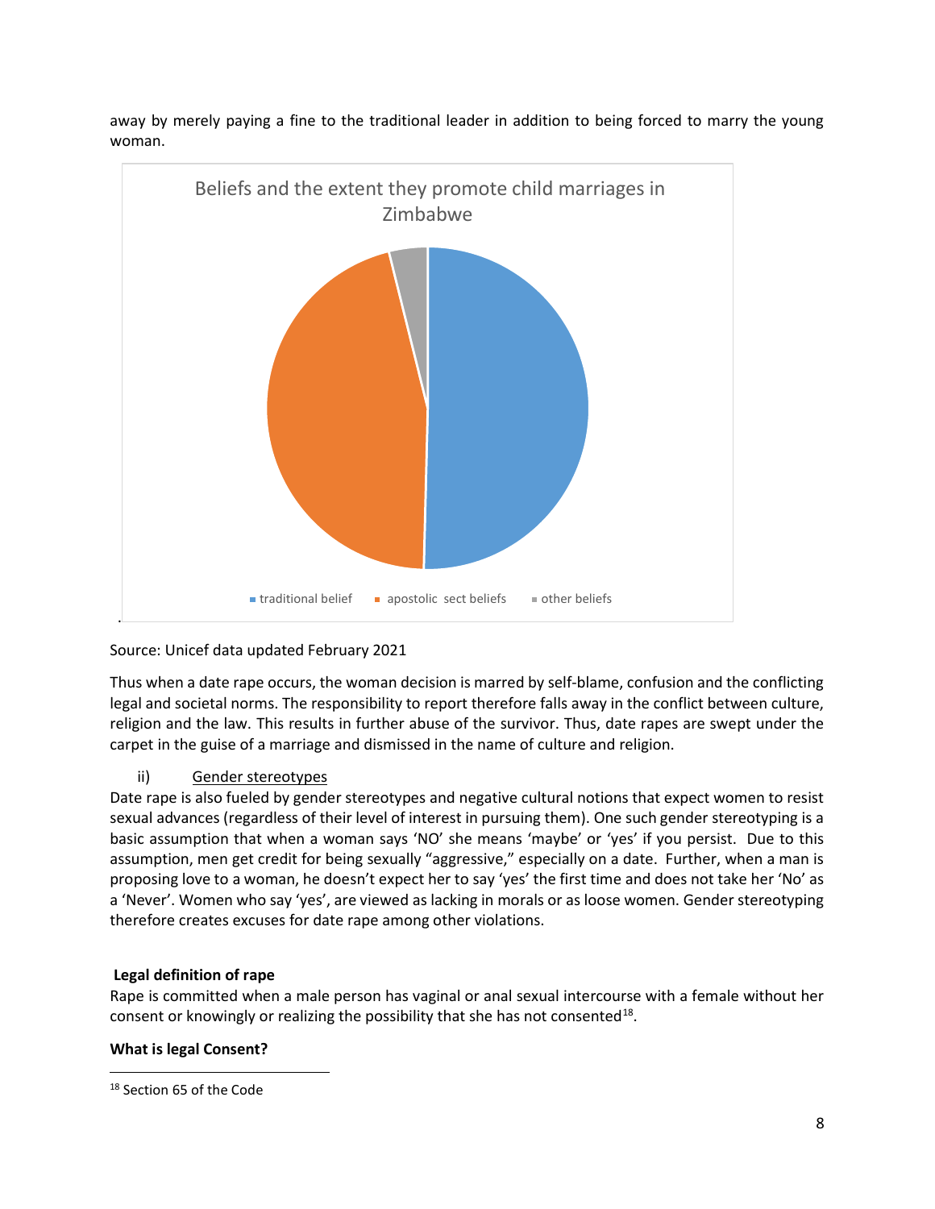away by merely paying a fine to the traditional leader in addition to being forced to marry the young woman.

Beliefs and the extent they promote child marriages in Zimbabwe

traditional belief | apostolic sect beliefs | other beliefs

Source: Unicef data updated February 2021

Thus when a date rape occurs, the woman decision is marred by self-blame, confusion and the conflicting legal and societal norms. The responsibility to report therefore falls away in the conflict between culture, religion and the law. This results in further abuse of the survivor. Thus, date rapes are swept under the carpet in the guise of a marriage and dismissed in the name of culture and religion.

ii) <u>Gender stereotypes</u>

Date rape is also fueled by gender stereotypes and negative cultural notions that expect women to resist sexual advances (regardless of their level of interest in pursuing them). One such gender stereotyping is a basic assumption that when a woman says 'NO' she means 'maybe' or 'yes' if you persist. Due to this assumption, men get credit for being sexually "aggressive," especially on a date. Further, when a man is proposing love to a woman, he doesn't expect her to say 'yes' the first time and does not take her 'No' as a 'Never'. Women who say 'yes', are viewed as lacking in morals or as loose women. Gender stereotyping therefore creates excuses for date rape among other violations.

**Legal definition of rape**

Rape is committed when a male person has vaginal or anal sexual intercourse with a female without her consent or knowingly or realizing the possibility that she has not consented[18].

**What is legal Consent?**

[18] Section 65 of the Code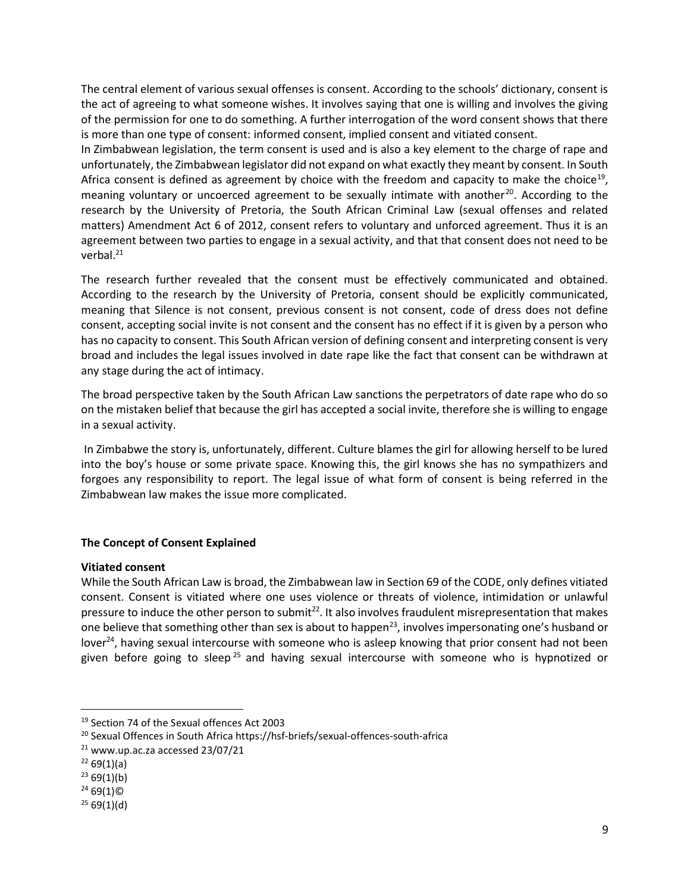The central element of various sexual offenses is consent. According to the schools' dictionary, consent is the act of agreeing to what someone wishes. It involves saying that one is willing and involves the giving of the permission for one to do something. A further interrogation of the word consent shows that there is more than one type of consent: informed consent, implied consent and vitiated consent.

In Zimbabwean legislation, the term consent is used and is also a key element to the charge of rape and unfortunately, the Zimbabwean legislator did not expand on what exactly they meant by consent. In South Africa consent is defined as agreement by choice with the freedom and capacity to make the choice[19], meaning voluntary or uncoerced agreement to be sexually intimate with another[20]. According to the research by the University of Pretoria, the South African Criminal Law (sexual offenses and related matters) Amendment Act 6 of 2012, consent refers to voluntary and unforced agreement. Thus it is an agreement between two parties to engage in a sexual activity, and that that consent does not need to be verbal.[21]

The research further revealed that the consent must be effectively communicated and obtained. According to the research by the University of Pretoria, consent should be explicitly communicated, meaning that Silence is not consent, previous consent is not consent, code of dress does not define consent, accepting social invite is not consent and the consent has no effect if it is given by a person who has no capacity to consent. This South African version of defining consent and interpreting consent is very broad and includes the legal issues involved in date rape like the fact that consent can be withdrawn at any stage during the act of intimacy.

The broad perspective taken by the South African Law sanctions the perpetrators of date rape who do so on the mistaken belief that because the girl has accepted a social invite, therefore she is willing to engage in a sexual activity.

In Zimbabwe the story is, unfortunately, different. Culture blames the girl for allowing herself to be lured into the boy's house or some private space. Knowing this, the girl knows she has no sympathizers and forgoes any responsibility to report. The legal issue of what form of consent is being referred in the Zimbabwean law makes the issue more complicated.

**The Concept of Consent Explained**

**Vitiated consent**

While the South African Law is broad, the Zimbabwean law in Section 69 of the CODE, only defines vitiated consent. Consent is vitiated where one uses violence or threats of violence, intimidation or unlawful pressure to induce the other person to submit[22]. It also involves fraudulent misrepresentation that makes one believe that something other than sex is about to happen[23], involves impersonating one's husband or lover[24], having sexual intercourse with someone who is asleep knowing that prior consent had not been given before going to sleep[25] and having sexual intercourse with someone who is hypnotized or

---

[19] Section 74 of the Sexual offences Act 2003

[20] Sexual Offences in South Africa https://hsf-briefs/sexual-offences-south-africa

[21] www.up.ac.za accessed 23/07/21

[22] 69(1)(a)

[23] 69(1)(b)

[24] 69(1)©

[25] 69(1)(d)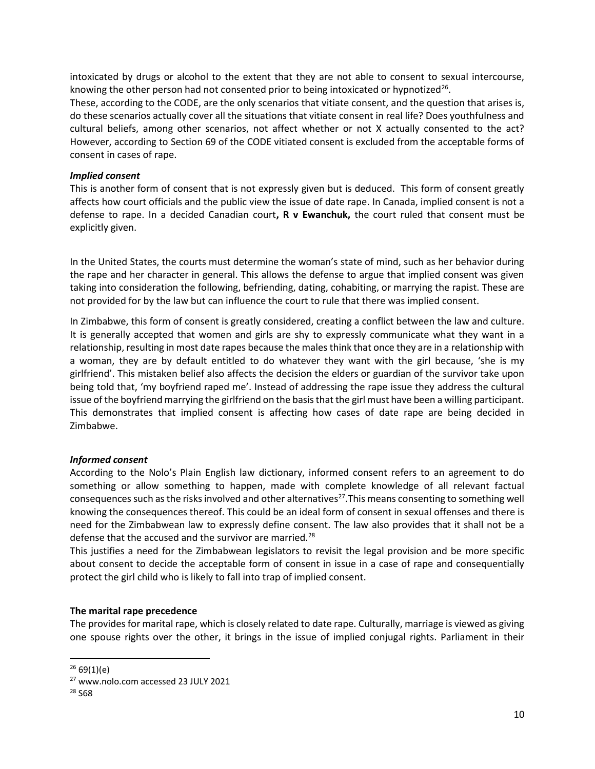intoxicated by drugs or alcohol to the extent that they are not able to consent to sexual intercourse, knowing the other person had not consented prior to being intoxicated or hypnotized[26].

These, according to the CODE, are the only scenarios that vitiate consent, and the question that arises is, do these scenarios actually cover all the situations that vitiate consent in real life? Does youthfulness and cultural beliefs, among other scenarios, not affect whether or not X actually consented to the act? However, according to Section 69 of the CODE vitiated consent is excluded from the acceptable forms of consent in cases of rape.

***Implied consent***

This is another form of consent that is not expressly given but is deduced. This form of consent greatly affects how court officials and the public view the issue of date rape. In Canada, implied consent is not a defense to rape. In a decided Canadian court**, R v Ewanchuk,** the court ruled that consent must be explicitly given.

In the United States, the courts must determine the woman's state of mind, such as her behavior during the rape and her character in general. This allows the defense to argue that implied consent was given taking into consideration the following, befriending, dating, cohabiting, or marrying the rapist. These are not provided for by the law but can influence the court to rule that there was implied consent.

In Zimbabwe, this form of consent is greatly considered, creating a conflict between the law and culture. It is generally accepted that women and girls are shy to expressly communicate what they want in a relationship, resulting in most date rapes because the males think that once they are in a relationship with a woman, they are by default entitled to do whatever they want with the girl because, 'she is my girlfriend'. This mistaken belief also affects the decision the elders or guardian of the survivor take upon being told that, 'my boyfriend raped me'. Instead of addressing the rape issue they address the cultural issue of the boyfriend marrying the girlfriend on the basis that the girl must have been a willing participant. This demonstrates that implied consent is affecting how cases of date rape are being decided in Zimbabwe.

***Informed consent***

According to the Nolo's Plain English law dictionary, informed consent refers to an agreement to do something or allow something to happen, made with complete knowledge of all relevant factual consequences such as the risks involved and other alternatives[27].This means consenting to something well knowing the consequences thereof. This could be an ideal form of consent in sexual offenses and there is need for the Zimbabwean law to expressly define consent. The law also provides that it shall not be a defense that the accused and the survivor are married.[28]

This justifies a need for the Zimbabwean legislators to revisit the legal provision and be more specific about consent to decide the acceptable form of consent in issue in a case of rape and consequentially protect the girl child who is likely to fall into trap of implied consent.

**The marital rape precedence**

The provides for marital rape, which is closely related to date rape. Culturally, marriage is viewed as giving one spouse rights over the other, it brings in the issue of implied conjugal rights. Parliament in their

---

[26] 69(1)(e)

[27] www.nolo.com accessed 23 JULY 2021

[28] S68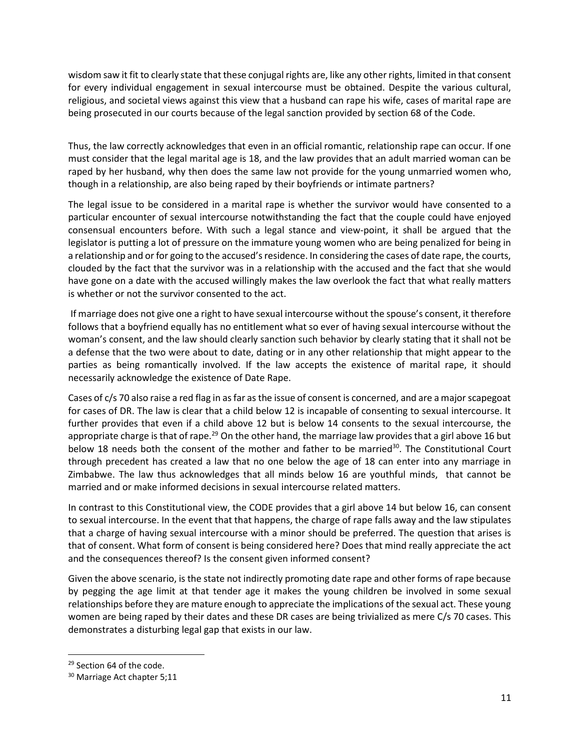wisdom saw it fit to clearly state that these conjugal rights are, like any other rights, limited in that consent for every individual engagement in sexual intercourse must be obtained. Despite the various cultural, religious, and societal views against this view that a husband can rape his wife, cases of marital rape are being prosecuted in our courts because of the legal sanction provided by section 68 of the Code.

Thus, the law correctly acknowledges that even in an official romantic, relationship rape can occur. If one must consider that the legal marital age is 18, and the law provides that an adult married woman can be raped by her husband, why then does the same law not provide for the young unmarried women who, though in a relationship, are also being raped by their boyfriends or intimate partners?

The legal issue to be considered in a marital rape is whether the survivor would have consented to a particular encounter of sexual intercourse notwithstanding the fact that the couple could have enjoyed consensual encounters before. With such a legal stance and view-point, it shall be argued that the legislator is putting a lot of pressure on the immature young women who are being penalized for being in a relationship and or for going to the accused's residence. In considering the cases of date rape, the courts, clouded by the fact that the survivor was in a relationship with the accused and the fact that she would have gone on a date with the accused willingly makes the law overlook the fact that what really matters is whether or not the survivor consented to the act.

If marriage does not give one a right to have sexual intercourse without the spouse's consent, it therefore follows that a boyfriend equally has no entitlement what so ever of having sexual intercourse without the woman's consent, and the law should clearly sanction such behavior by clearly stating that it shall not be a defense that the two were about to date, dating or in any other relationship that might appear to the parties as being romantically involved. If the law accepts the existence of marital rape, it should necessarily acknowledge the existence of Date Rape.

Cases of c/s 70 also raise a red flag in as far as the issue of consent is concerned, and are a major scapegoat for cases of DR. The law is clear that a child below 12 is incapable of consenting to sexual intercourse. It further provides that even if a child above 12 but is below 14 consents to the sexual intercourse, the appropriate charge is that of rape.[29] On the other hand, the marriage law provides that a girl above 16 but below 18 needs both the consent of the mother and father to be married[30]. The Constitutional Court through precedent has created a law that no one below the age of 18 can enter into any marriage in Zimbabwe. The law thus acknowledges that all minds below 16 are youthful minds, that cannot be married and or make informed decisions in sexual intercourse related matters.

In contrast to this Constitutional view, the CODE provides that a girl above 14 but below 16, can consent to sexual intercourse. In the event that that happens, the charge of rape falls away and the law stipulates that a charge of having sexual intercourse with a minor should be preferred. The question that arises is that of consent. What form of consent is being considered here? Does that mind really appreciate the act and the consequences thereof? Is the consent given informed consent?

Given the above scenario, is the state not indirectly promoting date rape and other forms of rape because by pegging the age limit at that tender age it makes the young children be involved in some sexual relationships before they are mature enough to appreciate the implications of the sexual act. These young women are being raped by their dates and these DR cases are being trivialized as mere C/s 70 cases. This demonstrates a disturbing legal gap that exists in our law.

---

[29] Section 64 of the code.

[30] Marriage Act chapter 5;11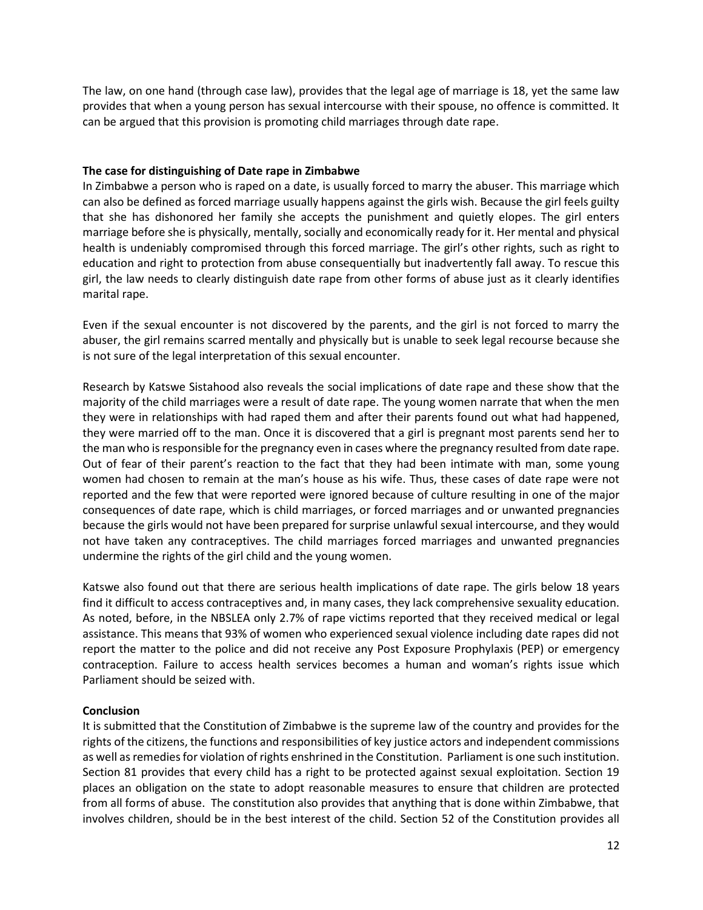The law, on one hand (through case law), provides that the legal age of marriage is 18, yet the same law provides that when a young person has sexual intercourse with their spouse, no offence is committed. It can be argued that this provision is promoting child marriages through date rape.

**The case for distinguishing of Date rape in Zimbabwe**

In Zimbabwe a person who is raped on a date, is usually forced to marry the abuser. This marriage which can also be defined as forced marriage usually happens against the girls wish. Because the girl feels guilty that she has dishonored her family she accepts the punishment and quietly elopes. The girl enters marriage before she is physically, mentally, socially and economically ready for it. Her mental and physical health is undeniably compromised through this forced marriage. The girl's other rights, such as right to education and right to protection from abuse consequentially but inadvertently fall away. To rescue this girl, the law needs to clearly distinguish date rape from other forms of abuse just as it clearly identifies marital rape.

Even if the sexual encounter is not discovered by the parents, and the girl is not forced to marry the abuser, the girl remains scarred mentally and physically but is unable to seek legal recourse because she is not sure of the legal interpretation of this sexual encounter.

Research by Katswe Sistahood also reveals the social implications of date rape and these show that the majority of the child marriages were a result of date rape. The young women narrate that when the men they were in relationships with had raped them and after their parents found out what had happened, they were married off to the man. Once it is discovered that a girl is pregnant most parents send her to the man who is responsible for the pregnancy even in cases where the pregnancy resulted from date rape. Out of fear of their parent's reaction to the fact that they had been intimate with man, some young women had chosen to remain at the man's house as his wife. Thus, these cases of date rape were not reported and the few that were reported were ignored because of culture resulting in one of the major consequences of date rape, which is child marriages, or forced marriages and or unwanted pregnancies because the girls would not have been prepared for surprise unlawful sexual intercourse, and they would not have taken any contraceptives. The child marriages forced marriages and unwanted pregnancies undermine the rights of the girl child and the young women.

Katswe also found out that there are serious health implications of date rape. The girls below 18 years find it difficult to access contraceptives and, in many cases, they lack comprehensive sexuality education. As noted, before, in the NBSLEA only 2.7% of rape victims reported that they received medical or legal assistance. This means that 93% of women who experienced sexual violence including date rapes did not report the matter to the police and did not receive any Post Exposure Prophylaxis (PEP) or emergency contraception. Failure to access health services becomes a human and woman's rights issue which Parliament should be seized with.

**Conclusion**

It is submitted that the Constitution of Zimbabwe is the supreme law of the country and provides for the rights of the citizens, the functions and responsibilities of key justice actors and independent commissions as well as remedies for violation of rights enshrined in the Constitution. Parliament is one such institution. Section 81 provides that every child has a right to be protected against sexual exploitation. Section 19 places an obligation on the state to adopt reasonable measures to ensure that children are protected from all forms of abuse. The constitution also provides that anything that is done within Zimbabwe, that involves children, should be in the best interest of the child. Section 52 of the Constitution provides all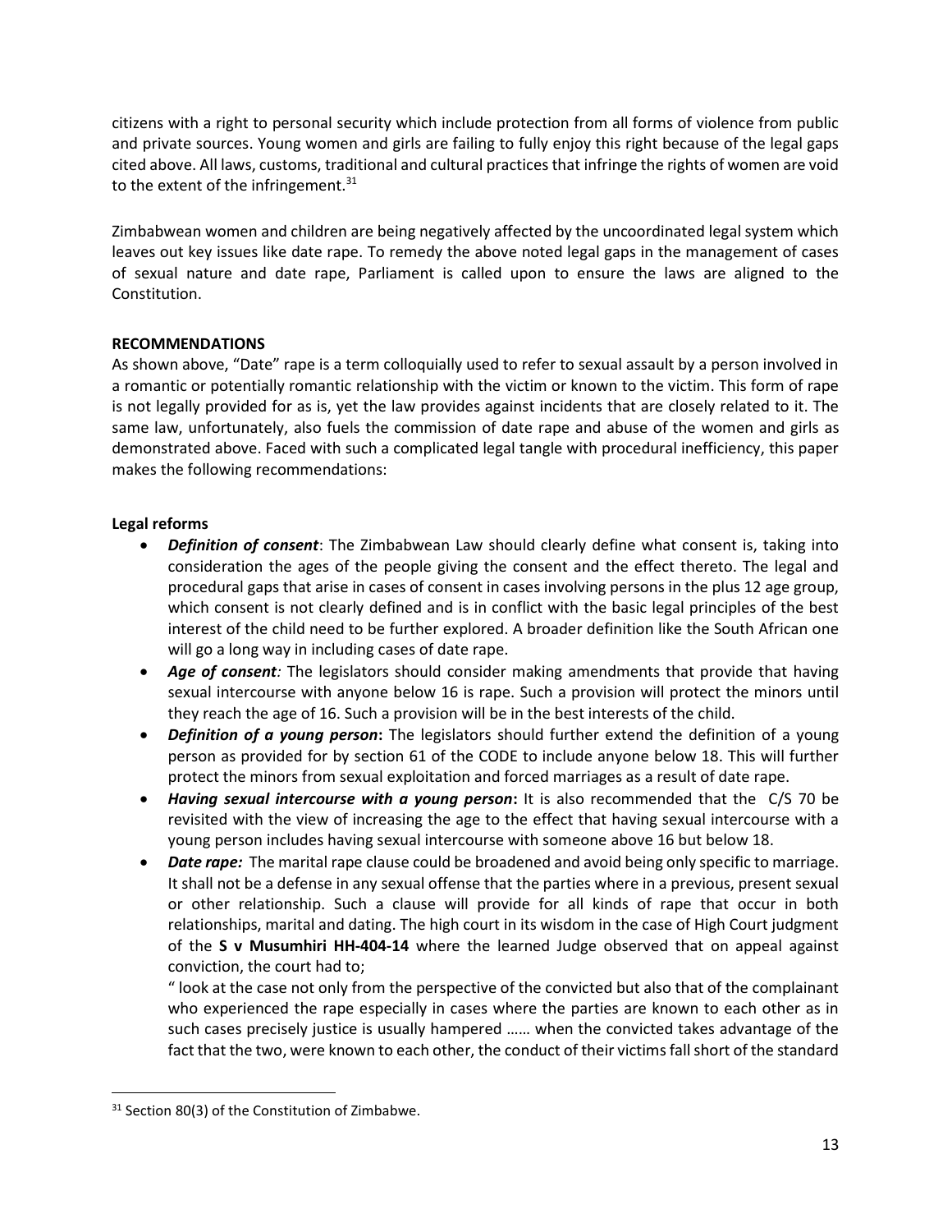citizens with a right to personal security which include protection from all forms of violence from public and private sources. Young women and girls are failing to fully enjoy this right because of the legal gaps cited above. All laws, customs, traditional and cultural practices that infringe the rights of women are void to the extent of the infringement.[31]

Zimbabwean women and children are being negatively affected by the uncoordinated legal system which leaves out key issues like date rape. To remedy the above noted legal gaps in the management of cases of sexual nature and date rape, Parliament is called upon to ensure the laws are aligned to the Constitution.

**RECOMMENDATIONS**

As shown above, "Date" rape is a term colloquially used to refer to sexual assault by a person involved in a romantic or potentially romantic relationship with the victim or known to the victim. This form of rape is not legally provided for as is, yet the law provides against incidents that are closely related to it. The same law, unfortunately, also fuels the commission of date rape and abuse of the women and girls as demonstrated above. Faced with such a complicated legal tangle with procedural inefficiency, this paper makes the following recommendations:

**Legal reforms**

- ***Definition of consent***: The Zimbabwean Law should clearly define what consent is, taking into consideration the ages of the people giving the consent and the effect thereto. The legal and procedural gaps that arise in cases of consent in cases involving persons in the plus 12 age group, which consent is not clearly defined and is in conflict with the basic legal principles of the best interest of the child need to be further explored. A broader definition like the South African one will go a long way in including cases of date rape.
- ***Age of consent:*** The legislators should consider making amendments that provide that having sexual intercourse with anyone below 16 is rape. Such a provision will protect the minors until they reach the age of 16. Such a provision will be in the best interests of the child.
- ***Definition of a young person*:** The legislators should further extend the definition of a young person as provided for by section 61 of the CODE to include anyone below 18. This will further protect the minors from sexual exploitation and forced marriages as a result of date rape.
- ***Having sexual intercourse with a young person*:** It is also recommended that the C/S 70 be revisited with the view of increasing the age to the effect that having sexual intercourse with a young person includes having sexual intercourse with someone above 16 but below 18.
- ***Date rape:*** The marital rape clause could be broadened and avoid being only specific to marriage. It shall not be a defense in any sexual offense that the parties where in a previous, present sexual or other relationship. Such a clause will provide for all kinds of rape that occur in both relationships, marital and dating. The high court in its wisdom in the case of High Court judgment of the **S v Musumhiri HH-404-14** where the learned Judge observed that on appeal against conviction, the court had to;

  " look at the case not only from the perspective of the convicted but also that of the complainant who experienced the rape especially in cases where the parties are known to each other as in such cases precisely justice is usually hampered …… when the convicted takes advantage of the fact that the two, were known to each other, the conduct of their victims fall short of the standard

---

[31] Section 80(3) of the Constitution of Zimbabwe.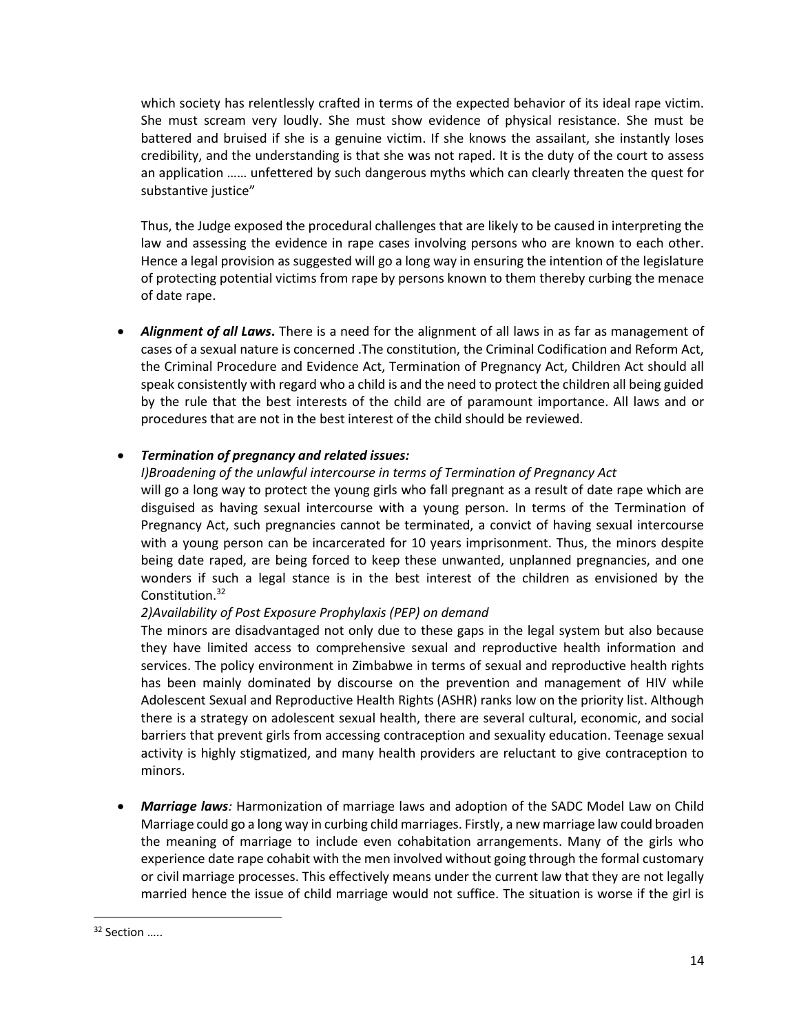which society has relentlessly crafted in terms of the expected behavior of its ideal rape victim. She must scream very loudly. She must show evidence of physical resistance. She must be battered and bruised if she is a genuine victim. If she knows the assailant, she instantly loses credibility, and the understanding is that she was not raped. It is the duty of the court to assess an application …… unfettered by such dangerous myths which can clearly threaten the quest for substantive justice"

Thus, the Judge exposed the procedural challenges that are likely to be caused in interpreting the law and assessing the evidence in rape cases involving persons who are known to each other. Hence a legal provision as suggested will go a long way in ensuring the intention of the legislature of protecting potential victims from rape by persons known to them thereby curbing the menace of date rape.

- ***Alignment of all Laws*.** There is a need for the alignment of all laws in as far as management of cases of a sexual nature is concerned .The constitution, the Criminal Codification and Reform Act, the Criminal Procedure and Evidence Act, Termination of Pregnancy Act, Children Act should all speak consistently with regard who a child is and the need to protect the children all being guided by the rule that the best interests of the child are of paramount importance. All laws and or procedures that are not in the best interest of the child should be reviewed.

- ***Termination of pregnancy and related issues:***

  *I)Broadening of the unlawful intercourse in terms of Termination of Pregnancy Act*
  will go a long way to protect the young girls who fall pregnant as a result of date rape which are disguised as having sexual intercourse with a young person. In terms of the Termination of Pregnancy Act, such pregnancies cannot be terminated, a convict of having sexual intercourse with a young person can be incarcerated for 10 years imprisonment. Thus, the minors despite being date raped, are being forced to keep these unwanted, unplanned pregnancies, and one wonders if such a legal stance is in the best interest of the children as envisioned by the Constitution.[32]

  *2)Availability of Post Exposure Prophylaxis (PEP) on demand*
  The minors are disadvantaged not only due to these gaps in the legal system but also because they have limited access to comprehensive sexual and reproductive health information and services. The policy environment in Zimbabwe in terms of sexual and reproductive health rights has been mainly dominated by discourse on the prevention and management of HIV while Adolescent Sexual and Reproductive Health Rights (ASHR) ranks low on the priority list. Although there is a strategy on adolescent sexual health, there are several cultural, economic, and social barriers that prevent girls from accessing contraception and sexuality education. Teenage sexual activity is highly stigmatized, and many health providers are reluctant to give contraception to minors.

- ***Marriage laws**:* Harmonization of marriage laws and adoption of the SADC Model Law on Child Marriage could go a long way in curbing child marriages. Firstly, a new marriage law could broaden the meaning of marriage to include even cohabitation arrangements. Many of the girls who experience date rape cohabit with the men involved without going through the formal customary or civil marriage processes. This effectively means under the current law that they are not legally married hence the issue of child marriage would not suffice. The situation is worse if the girl is

---

[32] Section …..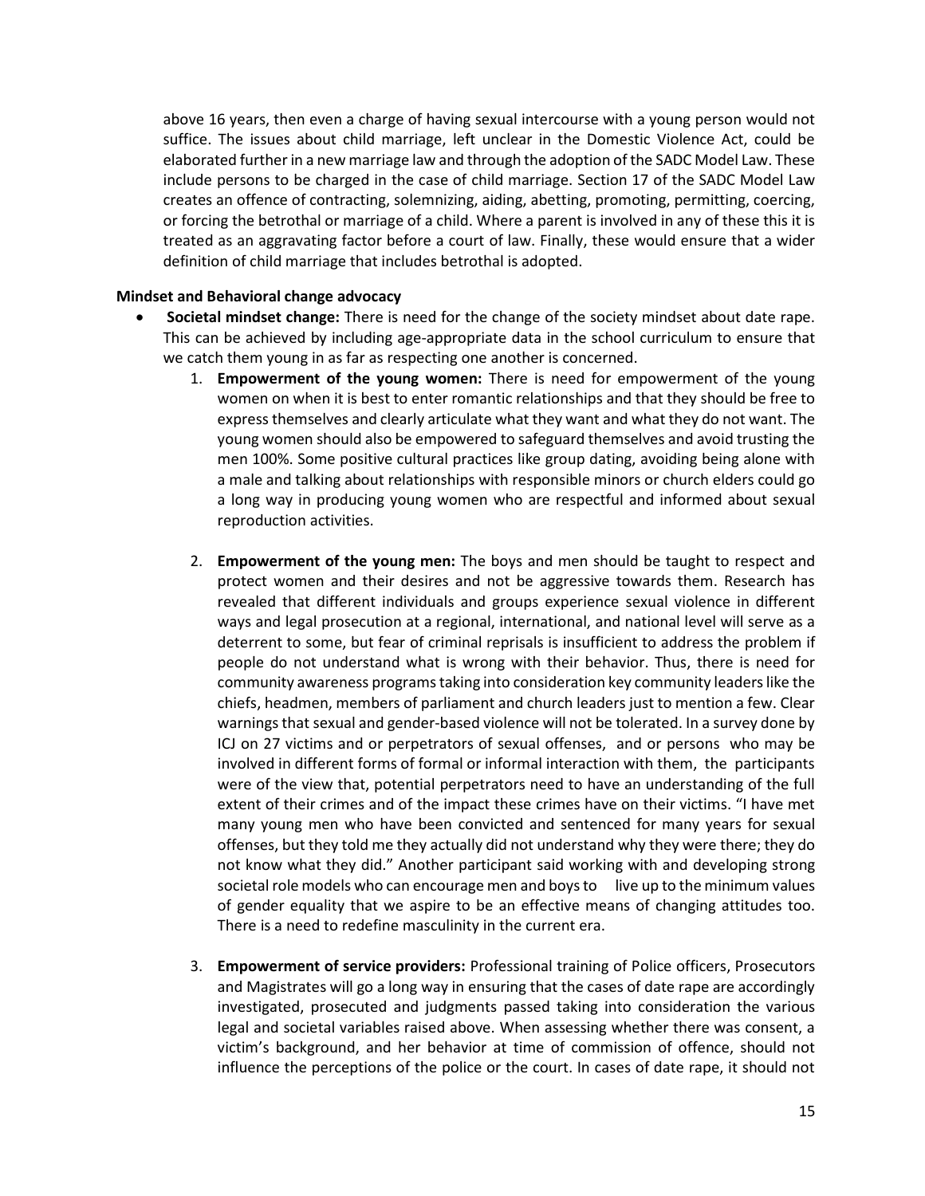above 16 years, then even a charge of having sexual intercourse with a young person would not suffice. The issues about child marriage, left unclear in the Domestic Violence Act, could be elaborated further in a new marriage law and through the adoption of the SADC Model Law. These include persons to be charged in the case of child marriage. Section 17 of the SADC Model Law creates an offence of contracting, solemnizing, aiding, abetting, promoting, permitting, coercing, or forcing the betrothal or marriage of a child. Where a parent is involved in any of these this it is treated as an aggravating factor before a court of law. Finally, these would ensure that a wider definition of child marriage that includes betrothal is adopted.

**Mindset and Behavioral change advocacy**

- **Societal mindset change:** There is need for the change of the society mindset about date rape. This can be achieved by including age-appropriate data in the school curriculum to ensure that we catch them young in as far as respecting one another is concerned.
    1. **Empowerment of the young women:** There is need for empowerment of the young women on when it is best to enter romantic relationships and that they should be free to express themselves and clearly articulate what they want and what they do not want. The young women should also be empowered to safeguard themselves and avoid trusting the men 100%. Some positive cultural practices like group dating, avoiding being alone with a male and talking about relationships with responsible minors or church elders could go a long way in producing young women who are respectful and informed about sexual reproduction activities.

    2. **Empowerment of the young men:** The boys and men should be taught to respect and protect women and their desires and not be aggressive towards them. Research has revealed that different individuals and groups experience sexual violence in different ways and legal prosecution at a regional, international, and national level will serve as a deterrent to some, but fear of criminal reprisals is insufficient to address the problem if people do not understand what is wrong with their behavior. Thus, there is need for community awareness programs taking into consideration key community leaders like the chiefs, headmen, members of parliament and church leaders just to mention a few. Clear warnings that sexual and gender-based violence will not be tolerated. In a survey done by ICJ on 27 victims and or perpetrators of sexual offenses, and or persons who may be involved in different forms of formal or informal interaction with them, the participants were of the view that, potential perpetrators need to have an understanding of the full extent of their crimes and of the impact these crimes have on their victims. "I have met many young men who have been convicted and sentenced for many years for sexual offenses, but they told me they actually did not understand why they were there; they do not know what they did." Another participant said working with and developing strong societal role models who can encourage men and boys to live up to the minimum values of gender equality that we aspire to be an effective means of changing attitudes too. There is a need to redefine masculinity in the current era.

    3. **Empowerment of service providers:** Professional training of Police officers, Prosecutors and Magistrates will go a long way in ensuring that the cases of date rape are accordingly investigated, prosecuted and judgments passed taking into consideration the various legal and societal variables raised above. When assessing whether there was consent, a victim's background, and her behavior at time of commission of offence, should not influence the perceptions of the police or the court. In cases of date rape, it should not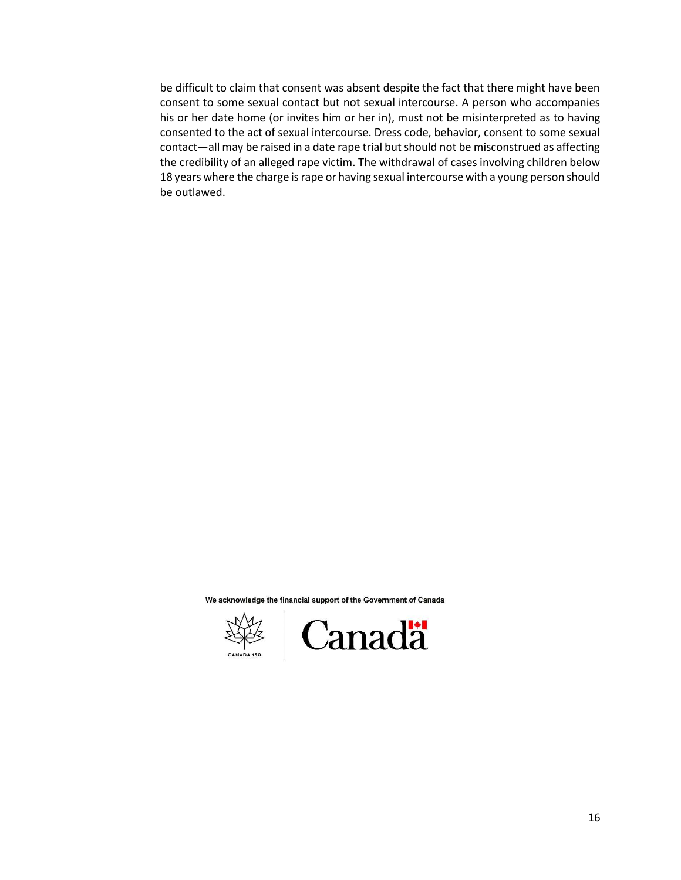be difficult to claim that consent was absent despite the fact that there might have been consent to some sexual contact but not sexual intercourse. A person who accompanies his or her date home (or invites him or her in), must not be misinterpreted as to having consented to the act of sexual intercourse. Dress code, behavior, consent to some sexual contact—all may be raised in a date rape trial but should not be misconstrued as affecting the credibility of an alleged rape victim. The withdrawal of cases involving children below 18 years where the charge is rape or having sexual intercourse with a young person should be outlawed.

We acknowledge the financial support of the Government of Canada

CANADA 150

Canada